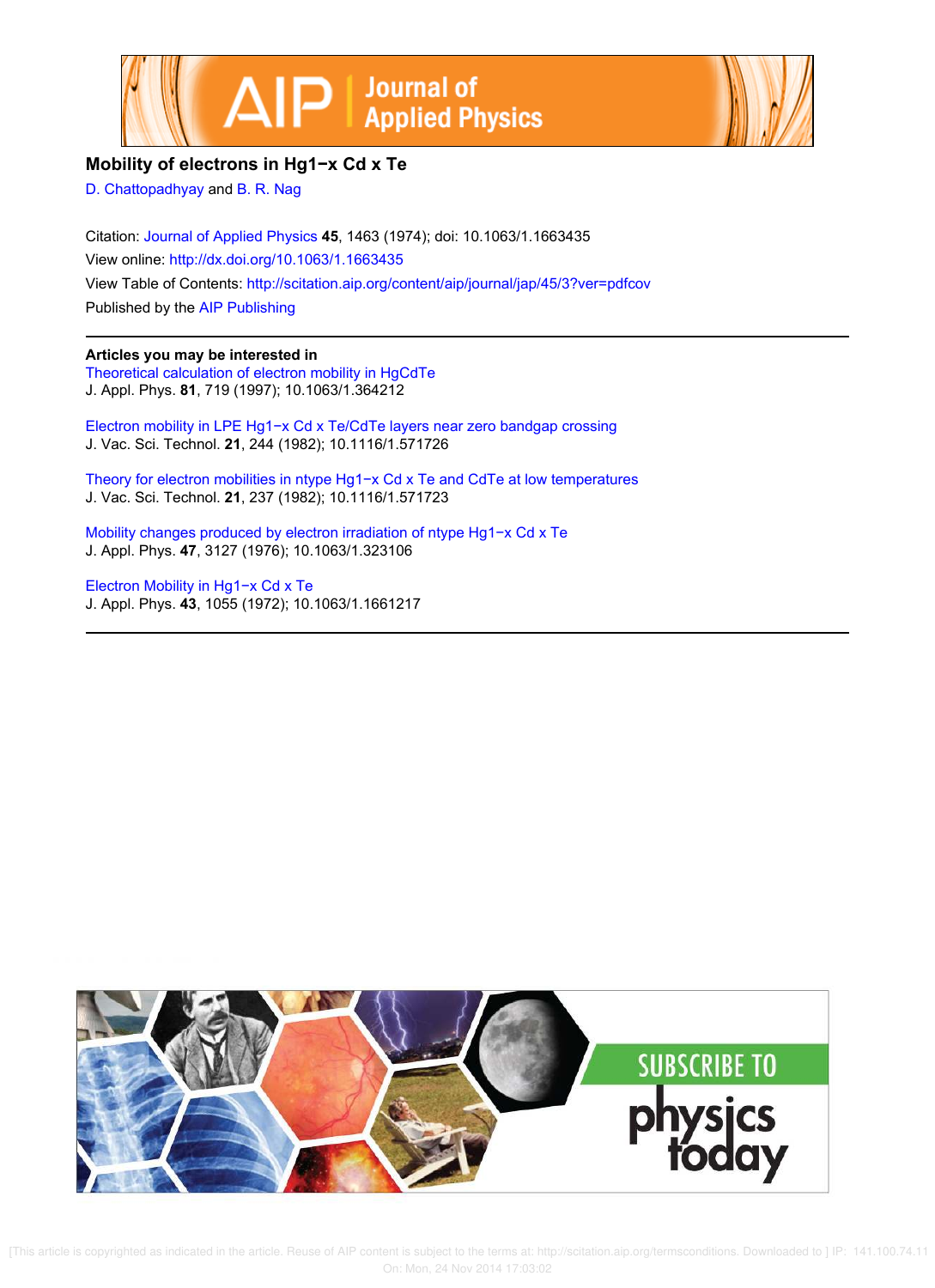# Mobility of electrons in $Hg_{1-x}Cd_xTe$

D. Chattopadhyay and B. R. Nag

Citation: Journal of Applied Physics **45**, 1463 (1974); doi: 10.1063/1.1663435

View online: http://dx.doi.org/10.1063/1.1663435

View Table of Contents: http://scitation.aip.org/content/aip/journal/jap/45/3?ver=pdfcov

Published by the AIP Publishing

## Articles you may be interested in

Theoretical calculation of electron mobility in HgCdTe
J. Appl. Phys. **81**, 719 (1997); 10.1063/1.364212

Electron mobility in LPE $Hg_{1-x}Cd_xTe$/CdTe layers near zero bandgap crossing
J. Vac. Sci. Technol. **21**, 244 (1982); 10.1116/1.571726

Theory for electron mobilities in ntype $Hg_{1-x}Cd_xTe$ and CdTe at low temperatures
J. Vac. Sci. Technol. **21**, 237 (1982); 10.1116/1.571723

Mobility changes produced by electron irradiation of ntype $Hg_{1-x}Cd_xTe$
J. Appl. Phys. **47**, 3127 (1976); 10.1063/1.323106

Electron Mobility in $Hg_{1-x}Cd_xTe$
J. Appl. Phys. **43**, 1055 (1972); 10.1063/1.1661217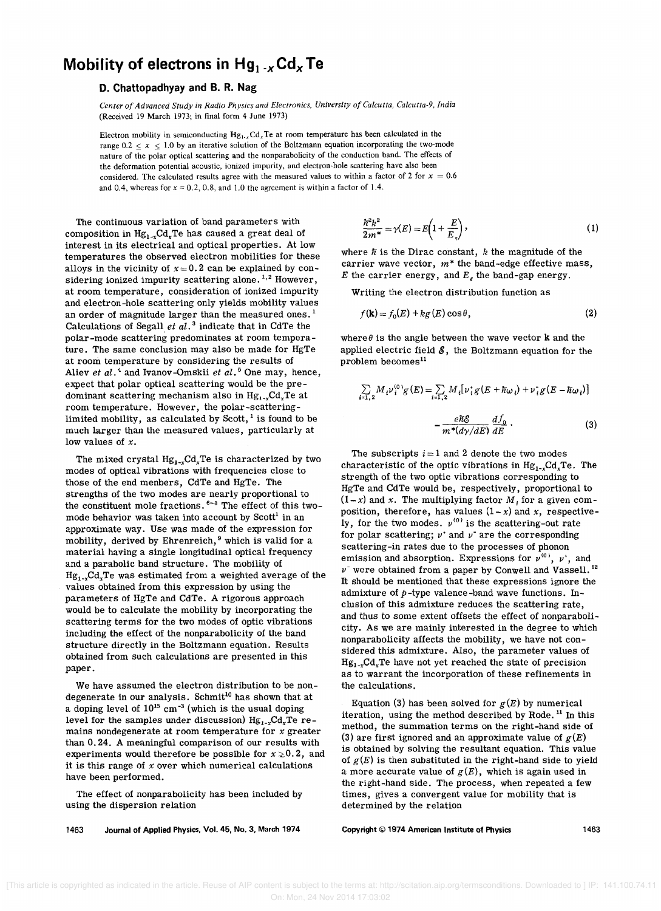# Mobility of electrons in $Hg_{1-x}Cd_xTe$

**D. Chattopadhyay and B. R. Nag**

*Center of Advanced Study in Radio Physics and Electronics, University of Calcutta, Calcutta-9, India*
(Received 19 March 1973; in final form 4 June 1973)

Electron mobility in semiconducting $Hg_{1-x}Cd_xTe$ at room temperature has been calculated in the range $0.2 \leq x \leq 1.0$ by an iterative solution of the Boltzmann equation incorporating the two-mode nature of the polar optical scattering and the nonparabolicity of the conduction band. The effects of the deformation potential acoustic, ionized impurity, and electron-hole scattering have also been considered. The calculated results agree with the measured values to within a factor of 2 for $x = 0.6$ and 0.4, whereas for $x = 0.2$, 0.8, and 1.0 the agreement is within a factor of 1.4.

The continuous variation of band parameters with composition in $Hg_{1-x}Cd_xTe$ has caused a great deal of interest in its electrical and optical properties. At low temperatures the observed electron mobilities for these alloys in the vicinity of $x = 0.2$ can be explained by considering ionized impurity scattering alone.[1,2] However, at room temperature, consideration of ionized impurity and electron-hole scattering only yields mobility values an order of magnitude larger than the measured ones.[1] Calculations of Segall *et al.*[3] indicate that in CdTe the polar-mode scattering predominates at room temperature. The same conclusion may also be made for HgTe at room temperature by considering the results of Aliev *et al.*[4] and Ivanov-Omskii *et al.*[5] One may, hence, expect that polar optical scattering would be the predominant scattering mechanism also in $Hg_{1-x}Cd_xTe$ at room temperature. However, the polar-scattering-limited mobility, as calculated by Scott,[1] is found to be much larger than the measured values, particularly at low values of $x$.

The mixed crystal $Hg_{1-x}Cd_xTe$ is characterized by two modes of optical vibrations with frequencies close to those of the end menbers, CdTe and HgTe. The strengths of the two modes are nearly proportional to the constituent mole fractions.[6-8] The effect of this two-mode behavior was taken into account by Scott[1] in an approximate way. Use was made of the expression for mobility, derived by Ehrenreich,[9] which is valid for a material having a single longitudinal optical frequency and a parabolic band structure. The mobility of $Hg_{1-x}Cd_xTe$ was estimated from a weighted average of the values obtained from this expression by using the parameters of HgTe and CdTe. A rigorous approach would be to calculate the mobility by incorporating the scattering terms for the two modes of optic vibrations including the effect of the nonparabolicity of the band structure directly in the Boltzmann equation. Results obtained from such calculations are presented in this paper.

We have assumed the electron distribution to be nondegenerate in our analysis. Schmit[10] has shown that at a doping level of $10^{15}$ cm$^{-3}$ (which is the usual doping level for the samples under discussion) $Hg_{1-x}Cd_xTe$ remains nondegenerate at room temperature for $x$ greater than 0.24. A meaningful comparison of our results with experiments would therefore be possible for $x \gtrsim 0.2$, and it is this range of $x$ over which numerical calculations have been performed.

The effect of nonparabolicity has been included by using the dispersion relation

$$\frac{\hbar^2 k^2}{2m^*} = \gamma(E) = E\left(1 + \frac{E}{E_g}\right), \tag{1}$$

where $\hbar$ is the Dirac constant, $k$ the magnitude of the carrier wave vector, $m^*$ the band-edge effective mass, $E$ the carrier energy, and $E_g$ the band-gap energy.

Writing the electron distribution function as

$$f(\mathbf{k}) = f_0(E) + kg(E)\cos\theta, \tag{2}$$

where $\theta$ is the angle between the wave vector $\mathbf{k}$ and the applied electric field $\mathcal{E}$, the Boltzmann equation for the problem becomes[11]

$$\sum_{i=1,2} M_i \nu_i^{(0)} g(E) = \sum_{i=1,2} M_i [\nu_i^+ g(E + \hbar\omega_i) + \nu_i^- g(E - \hbar\omega_i)] - \frac{e\hbar\mathcal{E}}{m^*(d\gamma/dE)}\frac{df_0}{dE}. \tag{3}$$

The subscripts $i = 1$ and 2 denote the two modes characteristic of the optic vibrations in $Hg_{1-x}Cd_xTe$. The strength of the two optic vibrations corresponding to HgTe and CdTe would be, respectively, proportional to $(1-x)$ and $x$. The multiplying factor $M_i$ for a given composition, therefore, has values $(1-x)$ and $x$, respectively, for the two modes. $\nu^{(0)}$ is the scattering-out rate for polar scattering; $\nu^+$ and $\nu^-$ are the corresponding scattering-in rates due to the processes of phonon emission and absorption. Expressions for $\nu^{(0)}$, $\nu^+$, and $\nu^-$ were obtained from a paper by Conwell and Vassell.[12] It should be mentioned that these expressions ignore the admixture of $p$-type valence-band wave functions. Inclusion of this admixture reduces the scattering rate, and thus to some extent offsets the effect of nonparabolicity. As we are mainly interested in the degree to which nonparabolicity affects the mobility, we have not considered this admixture. Also, the parameter values of $Hg_{1-x}Cd_xTe$ have not yet reached the state of precision as to warrant the incorporation of these refinements in the calculations.

Equation (3) has been solved for $g(E)$ by numerical iteration, using the method described by Rode.[11] In this method, the summation terms on the right-hand side of (3) are first ignored and an approximate value of $g(E)$ is obtained by solving the resultant equation. This value of $g(E)$ is then substituted in the right-hand side to yield a more accurate value of $g(E)$, which is again used in the right-hand side. The process, when repeated a few times, gives a convergent value for mobility that is determined by the relation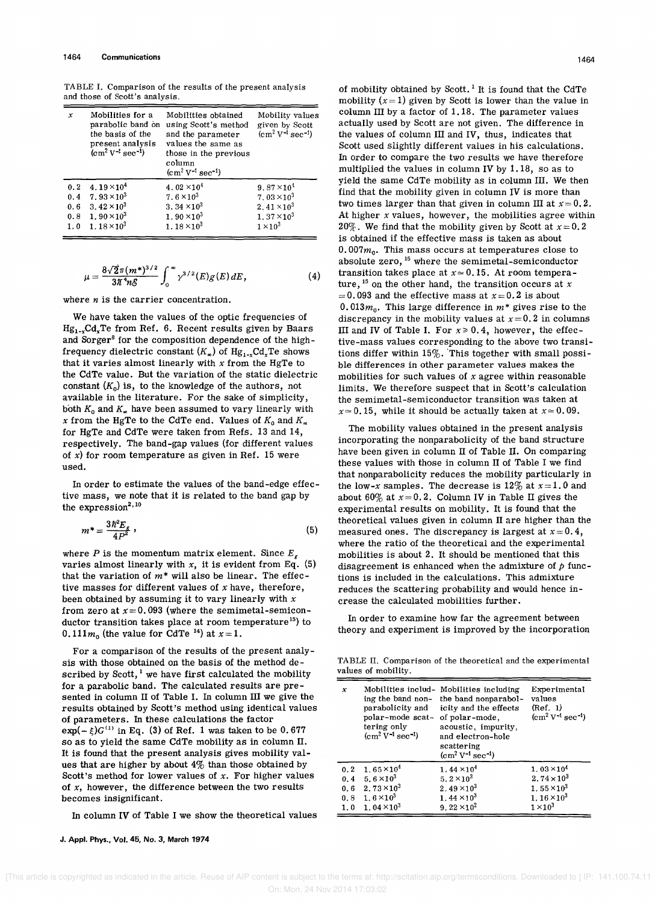TABLE I. Comparison of the results of the present analysis and those of Scott's analysis.

| $x$ | Mobilities for a parabolic band on the basis of the present analysis ($cm^2 V^{-1} sec^{-1}$) | Mobilities obtained using Scott's method and the parameter values the same as those in the previous column ($cm^2 V^{-1} sec^{-1}$) | Mobility values given by Scott ($cm^2 V^{-1} sec^{-1}$) |
|---|---|---|---|
| 0.2 | $4.19\times10^4$ | $4.02\times10^4$ | $9.87\times10^4$ |
| 0.4 | $7.93\times10^3$ | $7.6\times10^3$ | $7.03\times10^3$ |
| 0.6 | $3.42\times10^3$ | $3.34\times10^3$ | $2.41\times10^3$ |
| 0.8 | $1.90\times10^3$ | $1.90\times10^3$ | $1.37\times10^3$ |
| 1.0 | $1.18\times10^3$ | $1.18\times10^3$ | $1\times10^3$ |

$$\mu = \frac{8\sqrt{2}\pi (m^*)^{3/2}}{3\hbar^4 n \mathcal{E}} \int_0^\infty \gamma^{3/2}(E) g(E)\, dE, \tag{4}$$

where $n$ is the carrier concentration.

We have taken the values of the optic frequencies of $Hg_{1-x}Cd_xTe$ from Ref. 6. Recent results given by Baars and Sorger[8] for the composition dependence of the high-frequency dielectric constant ($K_\infty$) of $Hg_{1-x}Cd_xTe$ shows that it varies almost linearly with $x$ from the HgTe to the CdTe value. But the variation of the static dielectric constant ($K_0$) is, to the knowledge of the authors, not available in the literature. For the sake of simplicity, both $K_0$ and $K_\infty$ have been assumed to vary linearly with $x$ from the HgTe to the CdTe end. Values of $K_0$ and $K_\infty$ for HgTe and CdTe were taken from Refs. 13 and 14, respectively. The band-gap values (for different values of $x$) for room temperature as given in Ref. 15 were used.

In order to estimate the values of the band-edge effective mass, we note that it is related to the band gap by the expression[2,10]

$$m^* = \frac{3\hbar^2 E_g}{4P^2}, \tag{5}$$

where $P$ is the momentum matrix element. Since $E_g$ varies almost linearly with $x$, it is evident from Eq. (5) that the variation of $m^*$ will also be linear. The effective masses for different values of $x$ have, therefore, been obtained by assuming it to vary linearly with $x$ from zero at $x = 0.093$ (where the semimetal-semiconductor transition takes place at room temperature[15]) to $0.111m_0$ (the value for CdTe [14]) at $x = 1$.

For a comparison of the results of the present analysis with those obtained on the basis of the method described by Scott,[1] we have first calculated the mobility for a parabolic band. The calculated results are presented in column II of Table I. In column III we give the results obtained by Scott's method using identical values of parameters. In these calculations the factor $\exp(-\xi)G^{(1)}$ in Eq. (3) of Ref. 1 was taken to be 0.677 so as to yield the same CdTe mobility as in column II. It is found that the present analysis gives mobility values that are higher by about 4% than those obtained by Scott's method for lower values of $x$. For higher values of $x$, however, the difference between the two results becomes insignificant.

In column IV of Table I we show the theoretical values of mobility obtained by Scott.[1] It is found that the CdTe mobility ($x = 1$) given by Scott is lower than the value in column III by a factor of 1.18. The parameter values actually used by Scott are not given. The difference in the values of column III and IV, thus, indicates that Scott used slightly different values in his calculations. In order to compare the two results we have therefore multiplied the values in column IV by 1.18, so as to yield the same CdTe mobility as in column III. We then find that the mobility given in column IV is more than two times larger than that given in column III at $x = 0.2$. At higher $x$ values, however, the mobilities agree within 20%. We find that the mobility given by Scott at $x = 0.2$ is obtained if the effective mass is taken as about $0.007m_0$. This mass occurs at temperatures close to absolute zero,[15] where the semimetal-semiconductor transition takes place at $x \simeq 0.15$. At room temperature,[15] on the other hand, the transition occurs at $x = 0.093$ and the effective mass at $x = 0.2$ is about $0.013m_0$. This large difference in $m^*$ gives rise to the discrepancy in the mobility values at $x = 0.2$ in columns III and IV of Table I. For $x \geq 0.4$, however, the effective-mass values corresponding to the above two transitions differ within 15%. This together with small possible differences in other parameter values makes the mobilities for such values of $x$ agree within reasonable limits. We therefore suspect that in Scott's calculation the semimetal-semiconductor transition was taken at $x \simeq 0.15$, while it should be actually taken at $x \simeq 0.09$.

The mobility values obtained in the present analysis incorporating the nonparabolicity of the band structure have been given in column II of Table II. On comparing these values with those in column II of Table I we find that nonparabolicity reduces the mobility particularly in the low-$x$ samples. The decrease is 12% at $x = 1.0$ and about 60% at $x = 0.2$. Column IV in Table II gives the experimental results on mobility. It is found that the theoretical values given in column II are higher than the measured ones. The discrepancy is largest at $x = 0.4$, where the ratio of the theoretical and the experimental mobilities is about 2. It should be mentioned that this disagreement is enhanced when the admixture of $p$ functions is included in the calculations. This admixture reduces the scattering probability and would hence increase the calculated mobilities further.

In order to examine how far the agreement between theory and experiment is improved by the incorporation

TABLE II. Comparison of the theoretical and the experimental values of mobility.

| $x$ | Mobilities including the band nonparabolicity and polar-mode scattering only ($cm^2 V^{-1} sec^{-1}$) | Mobilities including the band nonparabolicity and the effects of polar-mode, acoustic, impurity, and electron-hole scattering ($cm^2 V^{-1} sec^{-1}$) | Experimental values (Ref. 1) ($cm^2 V^{-1} sec^{-1}$) |
|---|---|---|---|
| 0.2 | $1.65\times10^4$ | $1.44\times10^4$ | $1.03\times10^4$ |
| 0.4 | $5.6\times10^3$ | $5.2\times10^3$ | $2.74\times10^3$ |
| 0.6 | $2.73\times10^3$ | $2.49\times10^3$ | $1.55\times10^3$ |
| 0.8 | $1.6\times10^3$ | $1.44\times10^3$ | $1.16\times10^3$ |
| 1.0 | $1.04\times10^3$ | $9.22\times10^2$ | $1\times10^3$ |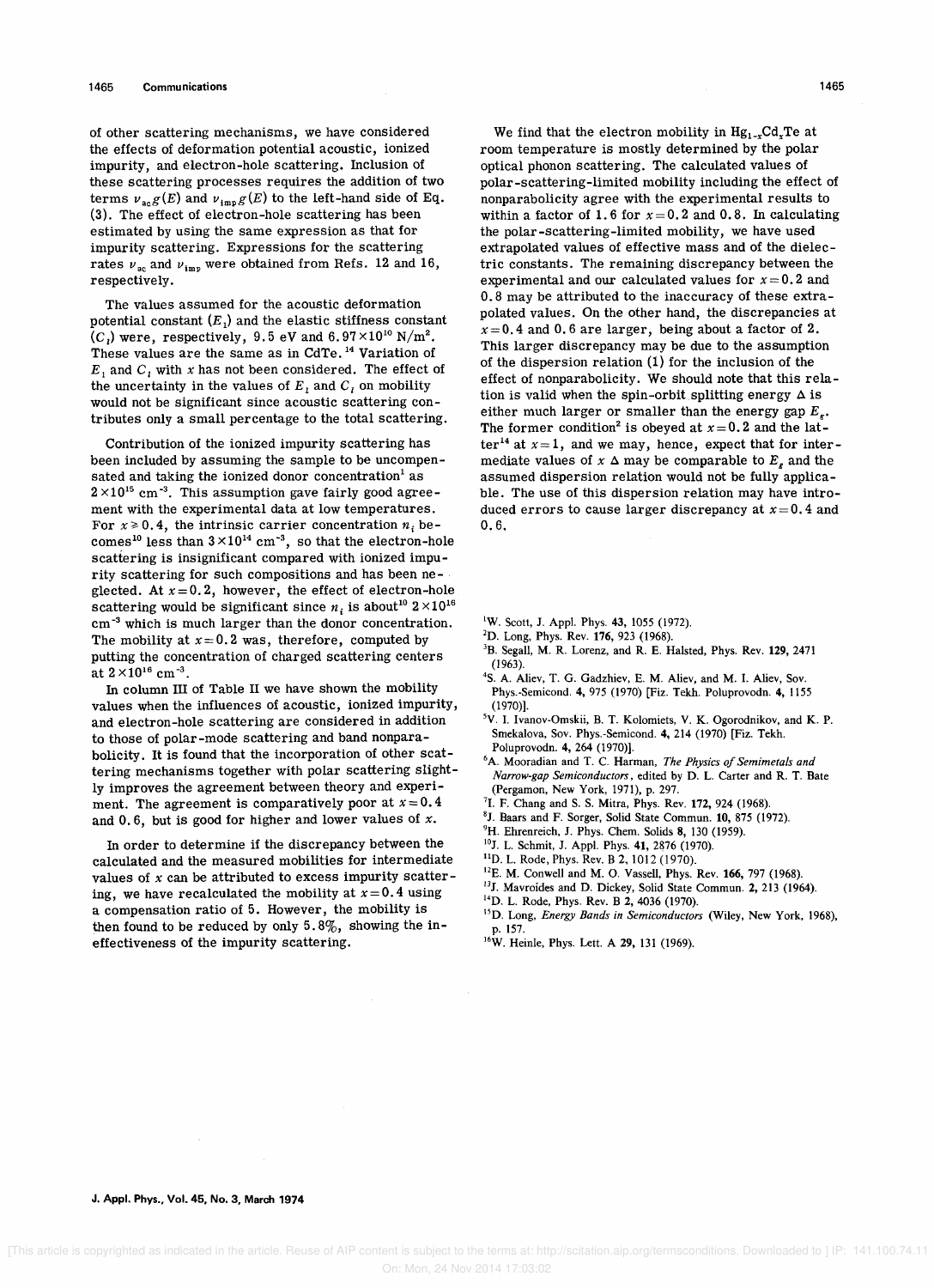of other scattering mechanisms, we have considered the effects of deformation potential acoustic, ionized impurity, and electron-hole scattering. Inclusion of these scattering processes requires the addition of two terms $\nu_{ac}g(E)$ and $\nu_{imp}g(E)$ to the left-hand side of Eq. (3). The effect of electron-hole scattering has been estimated by using the same expression as that for impurity scattering. Expressions for the scattering rates $\nu_{ac}$ and $\nu_{imp}$ were obtained from Refs. 12 and 16, respectively.

The values assumed for the acoustic deformation potential constant ($E_1$) and the elastic stiffness constant ($C_l$) were, respectively, 9.5 eV and $6.97\times10^{10}$ N/m$^2$. These values are the same as in CdTe.[14] Variation of $E_1$ and $C_l$ with $x$ has not been considered. The effect of the uncertainty in the values of $E_1$ and $C_l$ on mobility would not be significant since acoustic scattering contributes only a small percentage to the total scattering.

Contribution of the ionized impurity scattering has been included by assuming the sample to be uncompensated and taking the ionized donor concentration[1] as $2\times10^{15}$ cm$^{-3}$. This assumption gave fairly good agreement with the experimental data at low temperatures. For $x \geq 0.4$, the intrinsic carrier concentration $n_i$ becomes[10] less than $3\times10^{14}$ cm$^{-3}$, so that the electron-hole scattering is insignificant compared with ionized impurity scattering for such compositions and has been neglected. At $x = 0.2$, however, the effect of electron-hole scattering would be significant since $n_i$ is about[10] $2\times10^{16}$ cm$^{-3}$ which is much larger than the donor concentration. The mobility at $x = 0.2$ was, therefore, computed by putting the concentration of charged scattering centers at $2\times10^{16}$ cm$^{-3}$.

In column III of Table II we have shown the mobility values when the influences of acoustic, ionized impurity, and electron-hole scattering are considered in addition to those of polar-mode scattering and band nonparabolicity. It is found that the incorporation of other scattering mechanisms together with polar scattering slightly improves the agreement between theory and experiment. The agreement is comparatively poor at $x = 0.4$ and 0.6, but is good for higher and lower values of $x$.

In order to determine if the discrepancy between the calculated and the measured mobilities for intermediate values of $x$ can be attributed to excess impurity scattering, we have recalculated the mobility at $x = 0.4$ using a compensation ratio of 5. However, the mobility is then found to be reduced by only 5.8%, showing the ineffectiveness of the impurity scattering.

We find that the electron mobility in $Hg_{1-x}Cd_xTe$ at room temperature is mostly determined by the polar optical phonon scattering. The calculated values of polar-scattering-limited mobility including the effect of nonparabolicity agree with the experimental results to within a factor of 1.6 for $x = 0.2$ and 0.8. In calculating the polar-scattering-limited mobility, we have used extrapolated values of effective mass and of the dielectric constants. The remaining discrepancy between the experimental and our calculated values for $x = 0.2$ and 0.8 may be attributed to the inaccuracy of these extrapolated values. On the other hand, the discrepancies at $x = 0.4$ and 0.6 are larger, being about a factor of 2. This larger discrepancy may be due to the assumption of the dispersion relation (1) for the inclusion of the effect of nonparabolicity. We should note that this relation is valid when the spin-orbit splitting energy $\Delta$ is either much larger or smaller than the energy gap $E_g$. The former condition[2] is obeyed at $x = 0.2$ and the latter[14] at $x = 1$, and we may, hence, expect that for intermediate values of $x$ $\Delta$ may be comparable to $E_g$ and the assumed dispersion relation would not be fully applicable. The use of this dispersion relation may have introduced errors to cause larger discrepancy at $x = 0.4$ and 0.6.

[1] W. Scott, J. Appl. Phys. **43**, 1055 (1972).
[2] D. Long, Phys. Rev. **176**, 923 (1968).
[3] B. Segall, M. R. Lorenz, and R. E. Halsted, Phys. Rev. **129**, 2471 (1963).
[4] S. A. Aliev, T. G. Gadzhiev, E. M. Aliev, and M. I. Aliev, Sov. Phys.-Semicond. **4**, 975 (1970) [Fiz. Tekh. Poluprovodn. **4**, 1155 (1970)].
[5] V. I. Ivanov-Omskii, B. T. Kolomiets, V. K. Ogorodnikov, and K. P. Smekalova, Sov. Phys.-Semicond. **4**, 214 (1970) [Fiz. Tekh. Poluprovodn. **4**, 264 (1970)].
[6] A. Mooradian and T. C. Harman, *The Physics of Semimetals and Narrow-gap Semiconductors*, edited by D. L. Carter and R. T. Bate (Pergamon, New York, 1971), p. 297.
[7] I. F. Chang and S. S. Mitra, Phys. Rev. **172**, 924 (1968).
[8] J. Baars and F. Sorger, Solid State Commun. **10**, 875 (1972).
[9] H. Ehrenreich, J. Phys. Chem. Solids **8**, 130 (1959).
[10] J. L. Schmit, J. Appl. Phys. **41**, 2876 (1970).
[11] D. L. Rode, Phys. Rev. B **2**, 1012 (1970).
[12] E. M. Conwell and M. O. Vassell, Phys. Rev. **166**, 797 (1968).
[13] J. Mavroides and D. Dickey, Solid State Commun. **2**, 213 (1964).
[14] D. L. Rode, Phys. Rev. B **2**, 4036 (1970).
[15] D. Long, *Energy Bands in Semiconductors* (Wiley, New York, 1968), p. 157.
[16] W. Heinle, Phys. Lett. A **29**, 131 (1969).